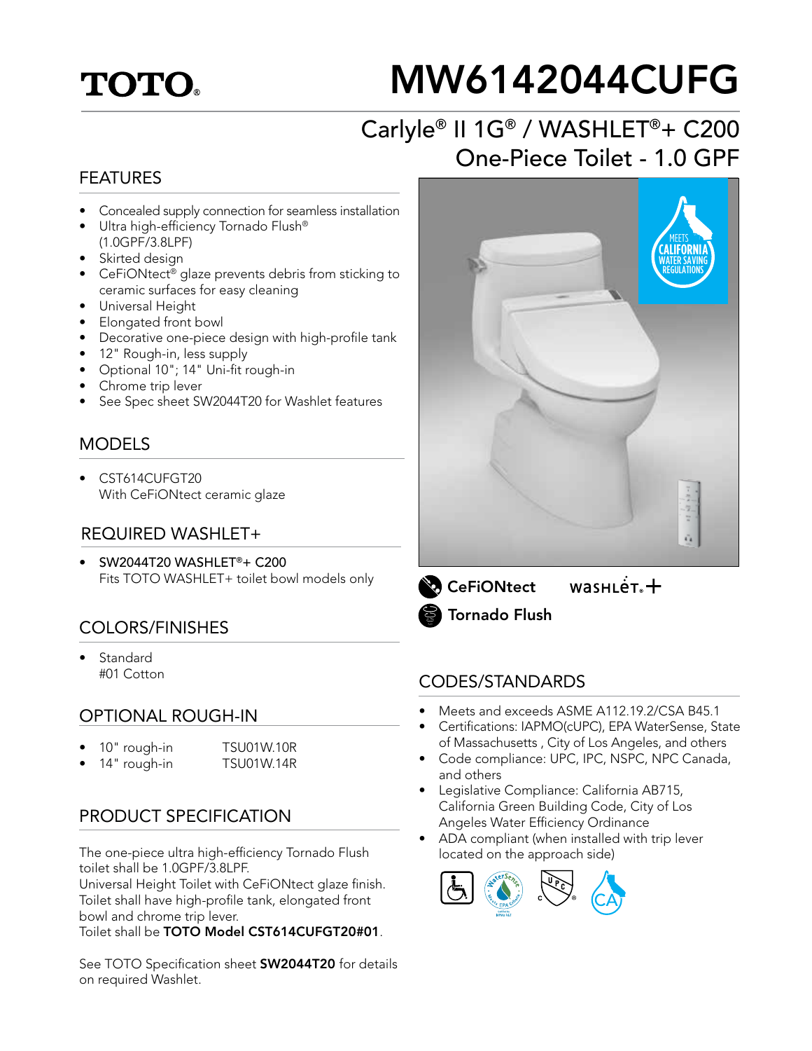TOTO®

# MW6142044CUFG

## Carlyle® II 1G® / WASHLET®+ C200 One-Piece Toilet - 1.0 GPF

## FEATURES

- Concealed supply connection for seamless installation
- Ultra high-efficiency Tornado Flush® (1.0GPF/3.8LPF)
- Skirted design
- CeFiONtect® glaze prevents debris from sticking to ceramic surfaces for easy cleaning
- Universal Height
- Elongated front bowl
- Decorative one-piece design with high-profile tank
- 12" Rough-in, less supply
- Optional 10"; 14" Uni-fit rough-in
- Chrome trip lever
- See Spec sheet SW2044T20 for Washlet features

## MODELS

- CST614CUFGT20
  With CeFiONtect ceramic glaze

## REQUIRED WASHLET+

- **SW2044T20 WASHLET®+ C200**
  Fits TOTO WASHLET+ toilet bowl models only

## COLORS/FINISHES

- Standard
  #01 Cotton

## OPTIONAL ROUGH-IN

- 10" rough-in TSU01W.10R
- 14" rough-in TSU01W.14R

## PRODUCT SPECIFICATION

The one-piece ultra high-efficiency Tornado Flush toilet shall be 1.0GPF/3.8LPF.
Universal Height Toilet with CeFiONtect glaze finish.
Toilet shall have high-profile tank, elongated front bowl and chrome trip lever.
Toilet shall be **TOTO Model CST614CUFGT20#01**.

See TOTO Specification sheet **SW2044T20** for details on required Washlet.

MEETS CALIFORNIA WATER SAVING REGULATIONS

CeFiONtect WASHLET+
Tornado Flush

## CODES/STANDARDS

- Meets and exceeds ASME A112.19.2/CSA B45.1
- Certifications: IAPMO(cUPC), EPA WaterSense, State of Massachusetts , City of Los Angeles, and others
- Code compliance: UPC, IPC, NSPC, NPC Canada, and others
- Legislative Compliance: California AB715, California Green Building Code, City of Los Angeles Water Efficiency Ordinance
- ADA compliant (when installed with trip lever located on the approach side)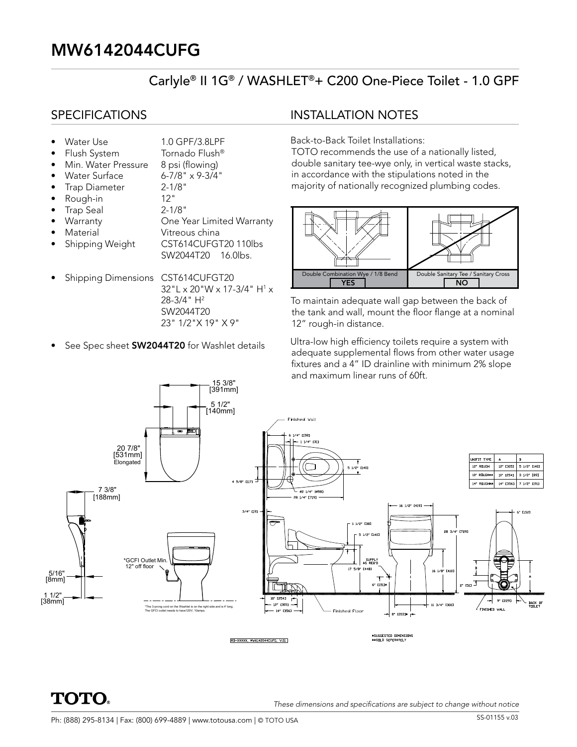# MW6142044CUFG

## Carlyle® II 1G® / WASHLET®+ C200 One-Piece Toilet - 1.0 GPF

## SPECIFICATIONS

- Water Use 1.0 GPF/3.8LPF
- Flush System Tornado Flush®
- Min. Water Pressure 8 psi (flowing)
- Water Surface 6-7/8" x 9-3/4"
- Trap Diameter 2-1/8"
- Rough-in 12"
- Trap Seal 2-1/8"
- Warranty One Year Limited Warranty
- Material Vitreous china
- Shipping Weight CST614CUFGT20 110lbs
  SW2044T20 16.0lbs.
- Shipping Dimensions CST614CUFGT20
  32"L x 20"W x 17-3/4" H[1] x 28-3/4" H[2]
  SW2044T20
  23" 1/2"X 19" X 9"
- See Spec sheet **SW2044T20** for Washlet details

## INSTALLATION NOTES

Back-to-Back Toilet Installations:
TOTO recommends the use of a nationally listed, double sanitary tee-wye only, in vertical waste stacks, in accordance with the stipulations noted in the majority of nationally recognized plumbing codes.

| Double Combination Wye / 1/8 Bend | Double Sanitary Tee / Sanitary Cross |
|---|---|
| YES | NO |

To maintain adequate wall gap between the back of the tank and wall, mount the floor flange at a nominal 12" rough-in distance.

Ultra-low high efficiency toilets require a system with adequate supplemental flows from other water usage fixtures and a 4" ID drainline with minimum 2% slope and maximum linear runs of 60ft.

15 3/8" [391mm]
5 1/2" [140mm]
20 7/8" [531mm] Elongated
7 3/8" [188mm]
5/16" [8mm]
1 1/2" [38mm]
*GCFI Outlet Min. 12" off floor
*The 3-prong cord on the Washlet is on the right side and is 4' long. The GFCI outlet needs to have120V, 10amps.

Finished Wall
6 1/4" [158]
1 1/4" [31]
5 1/2" [140]
4 5/8" [117]
#2 1/4" [Ø58]
28 1/4" [719]
3/4" [19]
1 1/2" [38]
5 1/2" [140]
SUPPLY AS REQ'D
17 5/8" [448]
6" [151]
10" [254]
12" [305]
14" [356]
Finished Floor
16 1/2" [419]
28 3/4" [729]
16 1/8" [410]
8" [203]
11 3/4" [300]
6" [152]
2" [51]
9" [229]
BACK OF TOILET
FINISHED WALL

| UNIFIT TYPE | A | B |
|---|---|---|
| 12" ROUGH | 12" [305] | 5 1/2" [140] |
| 10" ROUGH** | 10" [254] | 3 1/2" [89] |
| 14" ROUGH** | 14" [356] | 7 1/2" [191] |

*SUGGESTED DIMENSIONS
**SOLD SEPERATELY

RD-XXXXX, MW6142044CUFG, V.01

*These dimensions and specifications are subject to change without notice*

Ph: (888) 295-8134 | Fax: (800) 699-4889 | www.totousa.com | © TOTO USA

SS-01155 v.03